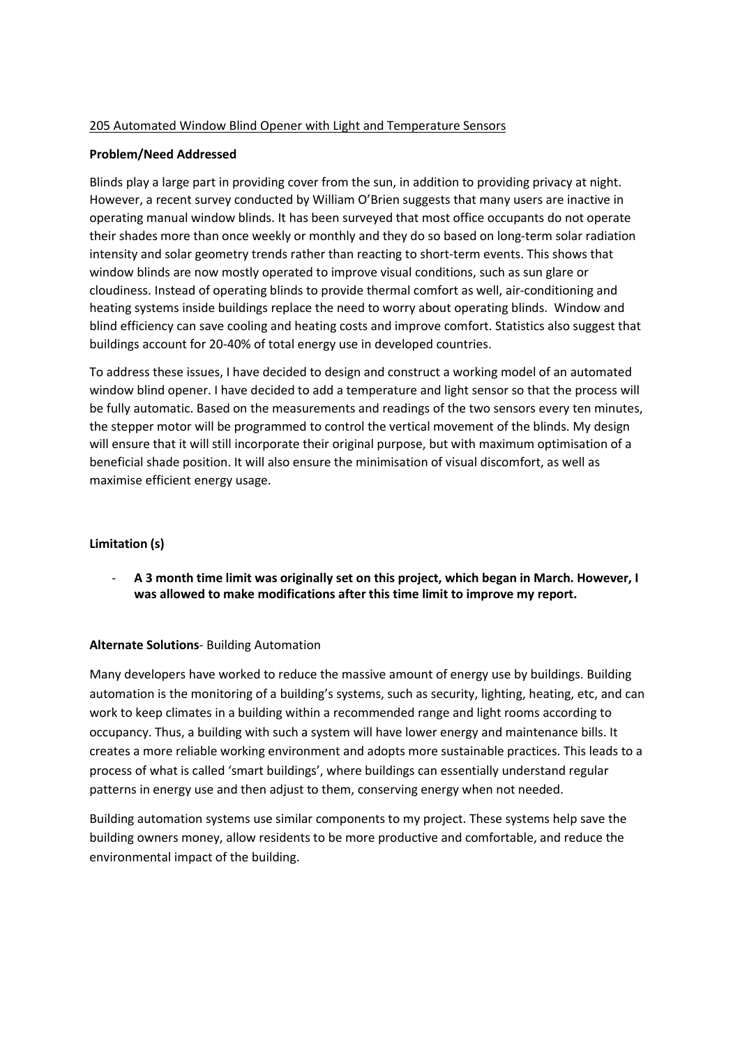205 Automated Window Blind Opener with Light and Temperature Sensors

**Problem/Need Addressed**

Blinds play a large part in providing cover from the sun, in addition to providing privacy at night. However, a recent survey conducted by William O'Brien suggests that many users are inactive in operating manual window blinds. It has been surveyed that most office occupants do not operate their shades more than once weekly or monthly and they do so based on long-term solar radiation intensity and solar geometry trends rather than reacting to short-term events. This shows that window blinds are now mostly operated to improve visual conditions, such as sun glare or cloudiness. Instead of operating blinds to provide thermal comfort as well, air-conditioning and heating systems inside buildings replace the need to worry about operating blinds. Window and blind efficiency can save cooling and heating costs and improve comfort. Statistics also suggest that buildings account for 20-40% of total energy use in developed countries.

To address these issues, I have decided to design and construct a working model of an automated window blind opener. I have decided to add a temperature and light sensor so that the process will be fully automatic. Based on the measurements and readings of the two sensors every ten minutes, the stepper motor will be programmed to control the vertical movement of the blinds. My design will ensure that it will still incorporate their original purpose, but with maximum optimisation of a beneficial shade position. It will also ensure the minimisation of visual discomfort, as well as maximise efficient energy usage.

**Limitation (s)**

- **A 3 month time limit was originally set on this project, which began in March. However, I was allowed to make modifications after this time limit to improve my report.**

**Alternate Solutions**- Building Automation

Many developers have worked to reduce the massive amount of energy use by buildings. Building automation is the monitoring of a building's systems, such as security, lighting, heating, etc, and can work to keep climates in a building within a recommended range and light rooms according to occupancy. Thus, a building with such a system will have lower energy and maintenance bills. It creates a more reliable working environment and adopts more sustainable practices. This leads to a process of what is called 'smart buildings', where buildings can essentially understand regular patterns in energy use and then adjust to them, conserving energy when not needed.

Building automation systems use similar components to my project. These systems help save the building owners money, allow residents to be more productive and comfortable, and reduce the environmental impact of the building.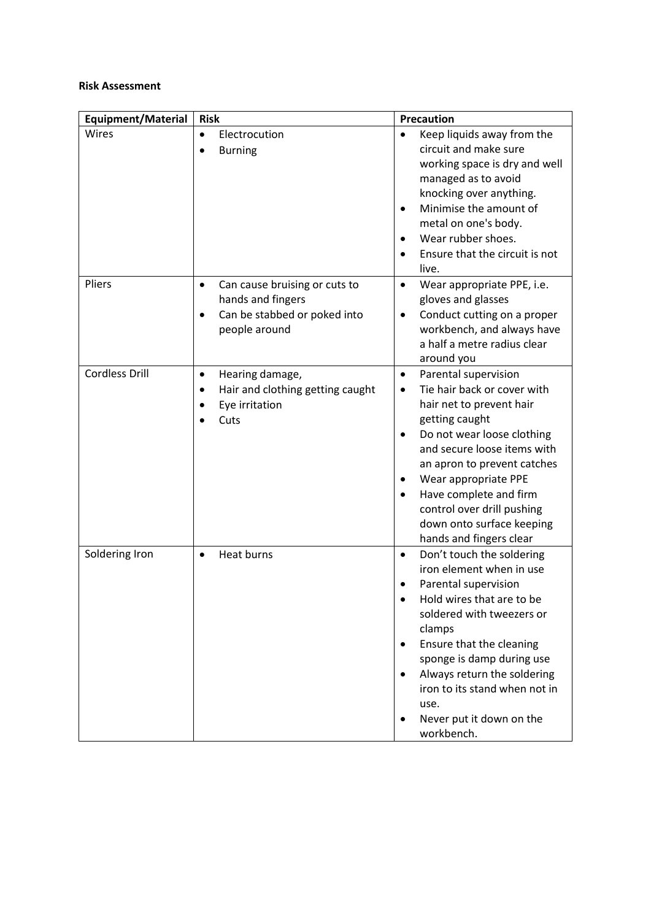**Risk Assessment**

| Equipment/Material | Risk | Precaution |
| --- | --- | --- |
| Wires | • Electrocution<br>• Burning | • Keep liquids away from the circuit and make sure working space is dry and well managed as to avoid knocking over anything.<br>• Minimise the amount of metal on one's body.<br>• Wear rubber shoes.<br>• Ensure that the circuit is not live. |
| Pliers | • Can cause bruising or cuts to hands and fingers<br>• Can be stabbed or poked into people around | • Wear appropriate PPE, i.e. gloves and glasses<br>• Conduct cutting on a proper workbench, and always have a half a metre radius clear around you |
| Cordless Drill | • Hearing damage,<br>• Hair and clothing getting caught<br>• Eye irritation<br>• Cuts | • Parental supervision<br>• Tie hair back or cover with hair net to prevent hair getting caught<br>• Do not wear loose clothing and secure loose items with an apron to prevent catches<br>• Wear appropriate PPE<br>• Have complete and firm control over drill pushing down onto surface keeping hands and fingers clear |
| Soldering Iron | • Heat burns | • Don't touch the soldering iron element when in use<br>• Parental supervision<br>• Hold wires that are to be soldered with tweezers or clamps<br>• Ensure that the cleaning sponge is damp during use<br>• Always return the soldering iron to its stand when not in use.<br>• Never put it down on the workbench. |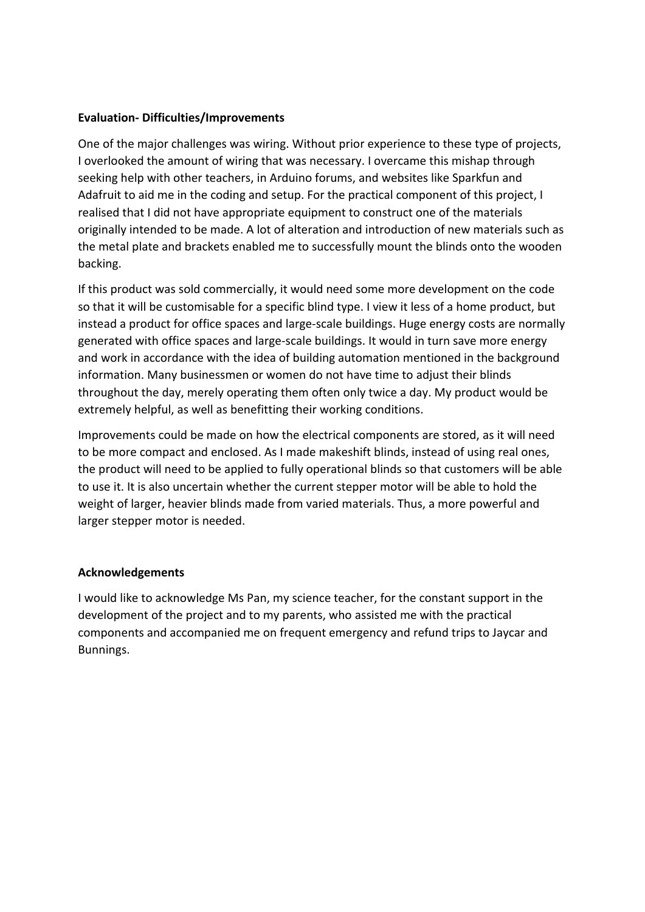**Evaluation- Difficulties/Improvements**

One of the major challenges was wiring. Without prior experience to these type of projects, I overlooked the amount of wiring that was necessary. I overcame this mishap through seeking help with other teachers, in Arduino forums, and websites like Sparkfun and Adafruit to aid me in the coding and setup. For the practical component of this project, I realised that I did not have appropriate equipment to construct one of the materials originally intended to be made. A lot of alteration and introduction of new materials such as the metal plate and brackets enabled me to successfully mount the blinds onto the wooden backing.

If this product was sold commercially, it would need some more development on the code so that it will be customisable for a specific blind type. I view it less of a home product, but instead a product for office spaces and large-scale buildings. Huge energy costs are normally generated with office spaces and large-scale buildings. It would in turn save more energy and work in accordance with the idea of building automation mentioned in the background information. Many businessmen or women do not have time to adjust their blinds throughout the day, merely operating them often only twice a day. My product would be extremely helpful, as well as benefitting their working conditions.

Improvements could be made on how the electrical components are stored, as it will need to be more compact and enclosed. As I made makeshift blinds, instead of using real ones, the product will need to be applied to fully operational blinds so that customers will be able to use it. It is also uncertain whether the current stepper motor will be able to hold the weight of larger, heavier blinds made from varied materials. Thus, a more powerful and larger stepper motor is needed.

**Acknowledgements**

I would like to acknowledge Ms Pan, my science teacher, for the constant support in the development of the project and to my parents, who assisted me with the practical components and accompanied me on frequent emergency and refund trips to Jaycar and Bunnings.